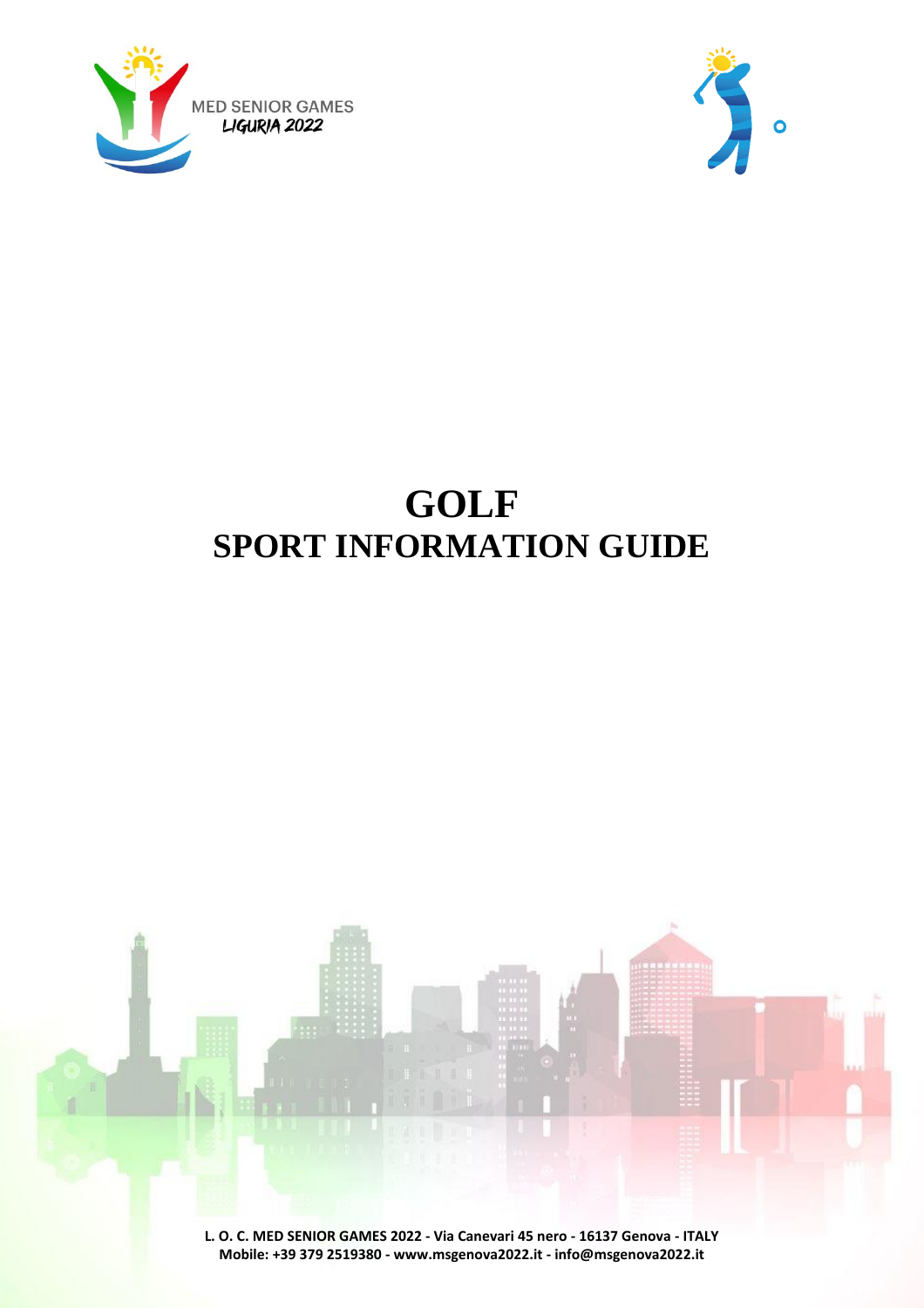MED SENIOR GAMES
LIGURIA 2022

# GOLF
# SPORT INFORMATION GUIDE

**L. O. C. MED SENIOR GAMES 2022 - Via Canevari 45 nero - 16137 Genova - ITALY**
**Mobile: +39 379 2519380 - www.msgenova2022.it - info@msgenova2022.it**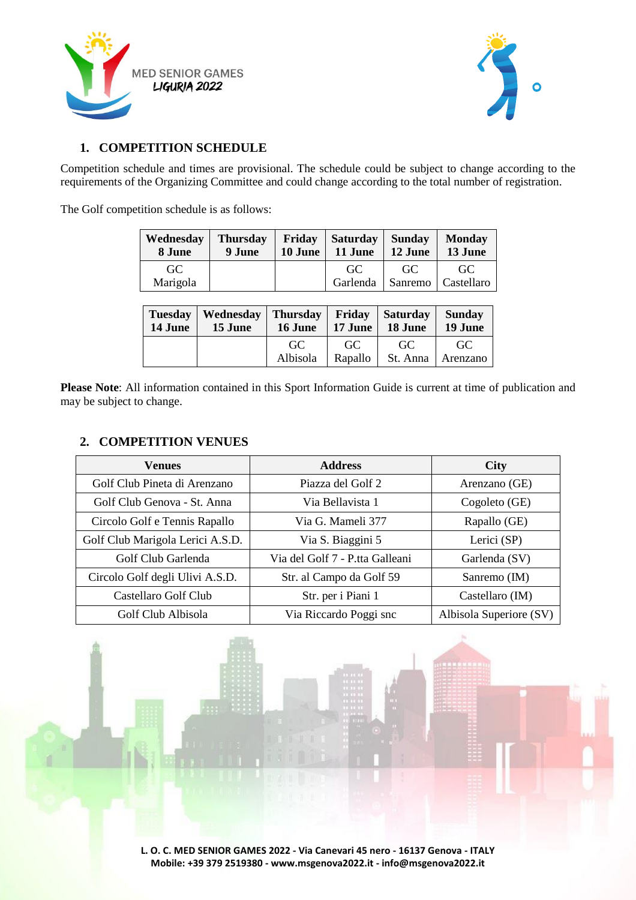## 1. COMPETITION SCHEDULE

Competition schedule and times are provisional. The schedule could be subject to change according to the requirements of the Organizing Committee and could change according to the total number of registration.

The Golf competition schedule is as follows:

| Wednesday 8 June | Thursday 9 June | Friday 10 June | Saturday 11 June | Sunday 12 June | Monday 13 June |
|---|---|---|---|---|---|
| GC Marigola | | | GC Garlenda | GC Sanremo | GC Castellaro |

| Tuesday 14 June | Wednesday 15 June | Thursday 16 June | Friday 17 June | Saturday 18 June | Sunday 19 June |
|---|---|---|---|---|---|
| | | GC Albisola | GC Rapallo | GC St. Anna | GC Arenzano |

**Please Note**: All information contained in this Sport Information Guide is current at time of publication and may be subject to change.

## 2. COMPETITION VENUES

| Venues | Address | City |
|---|---|---|
| Golf Club Pineta di Arenzano | Piazza del Golf 2 | Arenzano (GE) |
| Golf Club Genova - St. Anna | Via Bellavista 1 | Cogoleto (GE) |
| Circolo Golf e Tennis Rapallo | Via G. Mameli 377 | Rapallo (GE) |
| Golf Club Marigola Lerici A.S.D. | Via S. Biaggini 5 | Lerici (SP) |
| Golf Club Garlenda | Via del Golf 7 - P.tta Galleani | Garlenda (SV) |
| Circolo Golf degli Ulivi A.S.D. | Str. al Campo da Golf 59 | Sanremo (IM) |
| Castellaro Golf Club | Str. per i Piani 1 | Castellaro (IM) |
| Golf Club Albisola | Via Riccardo Poggi snc | Albisola Superiore (SV) |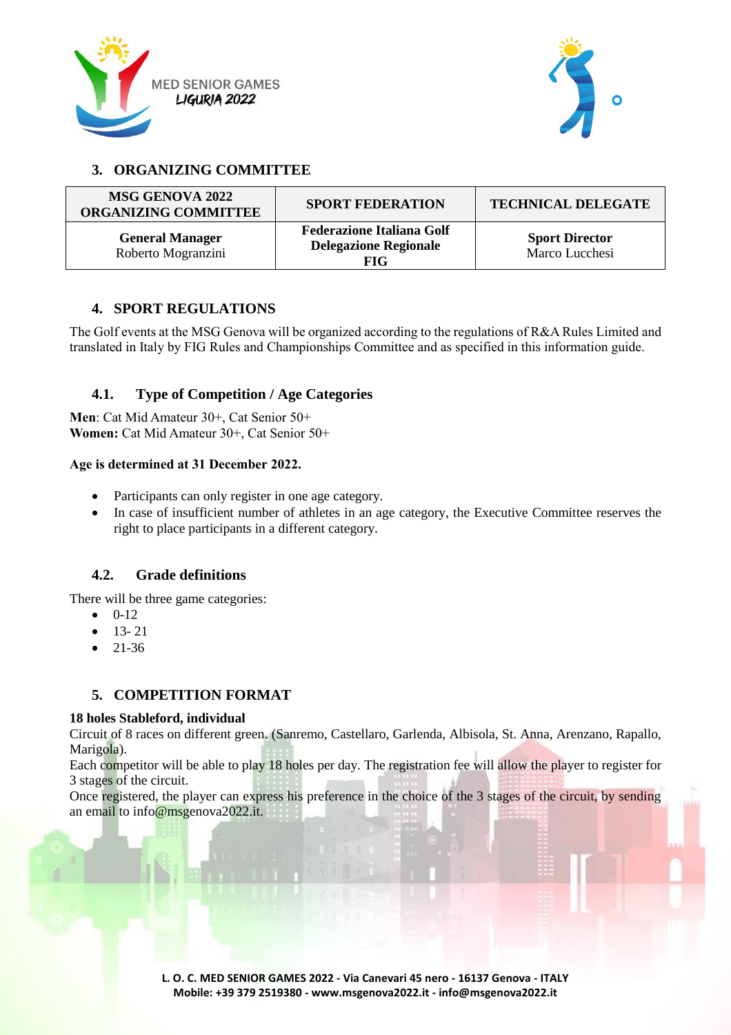## 3. ORGANIZING COMMITTEE

| MSG GENOVA 2022 ORGANIZING COMMITTEE | SPORT FEDERATION | TECHNICAL DELEGATE |
|---|---|---|
| **General Manager** Roberto Mogranzini | **Federazione Italiana Golf Delegazione Regionale FIG** | **Sport Director** Marco Lucchesi |

## 4. SPORT REGULATIONS

The Golf events at the MSG Genova will be organized according to the regulations of R&A Rules Limited and translated in Italy by FIG Rules and Championships Committee and as specified in this information guide.

### 4.1. Type of Competition / Age Categories

**Men**: Cat Mid Amateur 30+, Cat Senior 50+
**Women:** Cat Mid Amateur 30+, Cat Senior 50+

**Age is determined at 31 December 2022.**

- Participants can only register in one age category.
- In case of insufficient number of athletes in an age category, the Executive Committee reserves the right to place participants in a different category.

### 4.2. Grade definitions

There will be three game categories:

- 0-12
- 13- 21
- 21-36

## 5. COMPETITION FORMAT

**18 holes Stableford, individual**
Circuit of 8 races on different green. (Sanremo, Castellaro, Garlenda, Albisola, St. Anna, Arenzano, Rapallo, Marigola).
Each competitor will be able to play 18 holes per day. The registration fee will allow the player to register for 3 stages of the circuit.
Once registered, the player can express his preference in the choice of the 3 stages of the circuit, by sending an email to info@msgenova2022.it.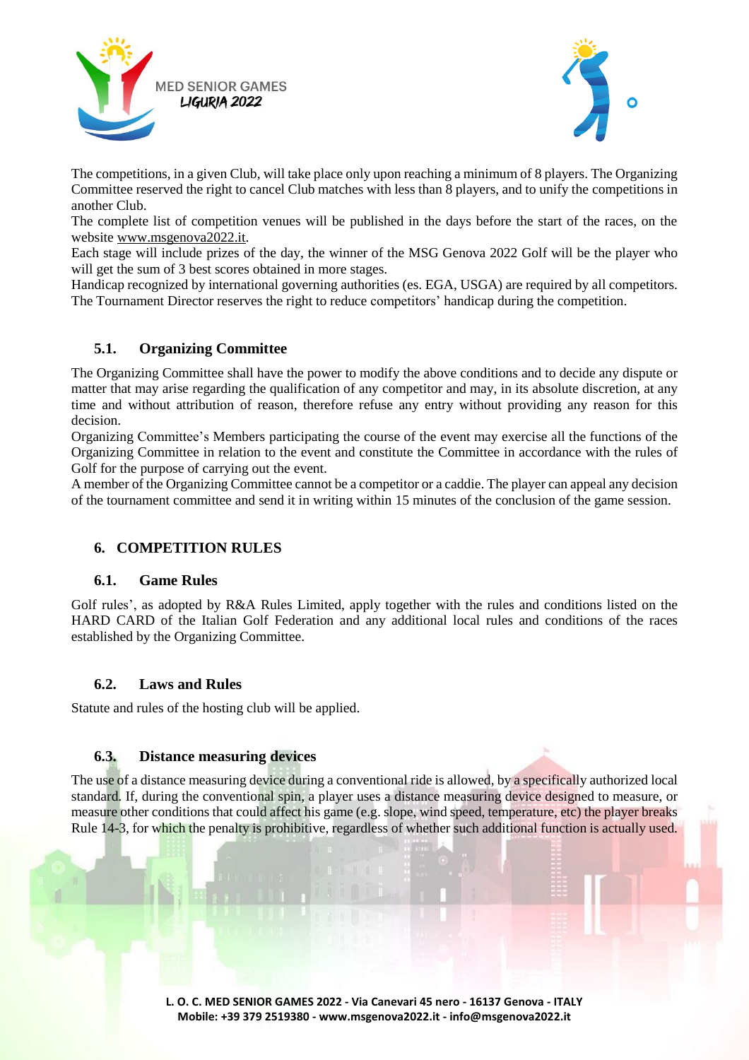The competitions, in a given Club, will take place only upon reaching a minimum of 8 players. The Organizing Committee reserved the right to cancel Club matches with less than 8 players, and to unify the competitions in another Club.
The complete list of competition venues will be published in the days before the start of the races, on the website www.msgenova2022.it.
Each stage will include prizes of the day, the winner of the MSG Genova 2022 Golf will be the player who will get the sum of 3 best scores obtained in more stages.
Handicap recognized by international governing authorities (es. EGA, USGA) are required by all competitors. The Tournament Director reserves the right to reduce competitors' handicap during the competition.

### 5.1. Organizing Committee

The Organizing Committee shall have the power to modify the above conditions and to decide any dispute or matter that may arise regarding the qualification of any competitor and may, in its absolute discretion, at any time and without attribution of reason, therefore refuse any entry without providing any reason for this decision.
Organizing Committee's Members participating the course of the event may exercise all the functions of the Organizing Committee in relation to the event and constitute the Committee in accordance with the rules of Golf for the purpose of carrying out the event.
A member of the Organizing Committee cannot be a competitor or a caddie. The player can appeal any decision of the tournament committee and send it in writing within 15 minutes of the conclusion of the game session.

## 6. COMPETITION RULES

### 6.1. Game Rules

Golf rules', as adopted by R&A Rules Limited, apply together with the rules and conditions listed on the HARD CARD of the Italian Golf Federation and any additional local rules and conditions of the races established by the Organizing Committee.

### 6.2. Laws and Rules

Statute and rules of the hosting club will be applied.

### 6.3. Distance measuring devices

The use of a distance measuring device during a conventional ride is allowed, by a specifically authorized local standard. If, during the conventional spin, a player uses a distance measuring device designed to measure, or measure other conditions that could affect his game (e.g. slope, wind speed, temperature, etc) the player breaks Rule 14-3, for which the penalty is prohibitive, regardless of whether such additional function is actually used.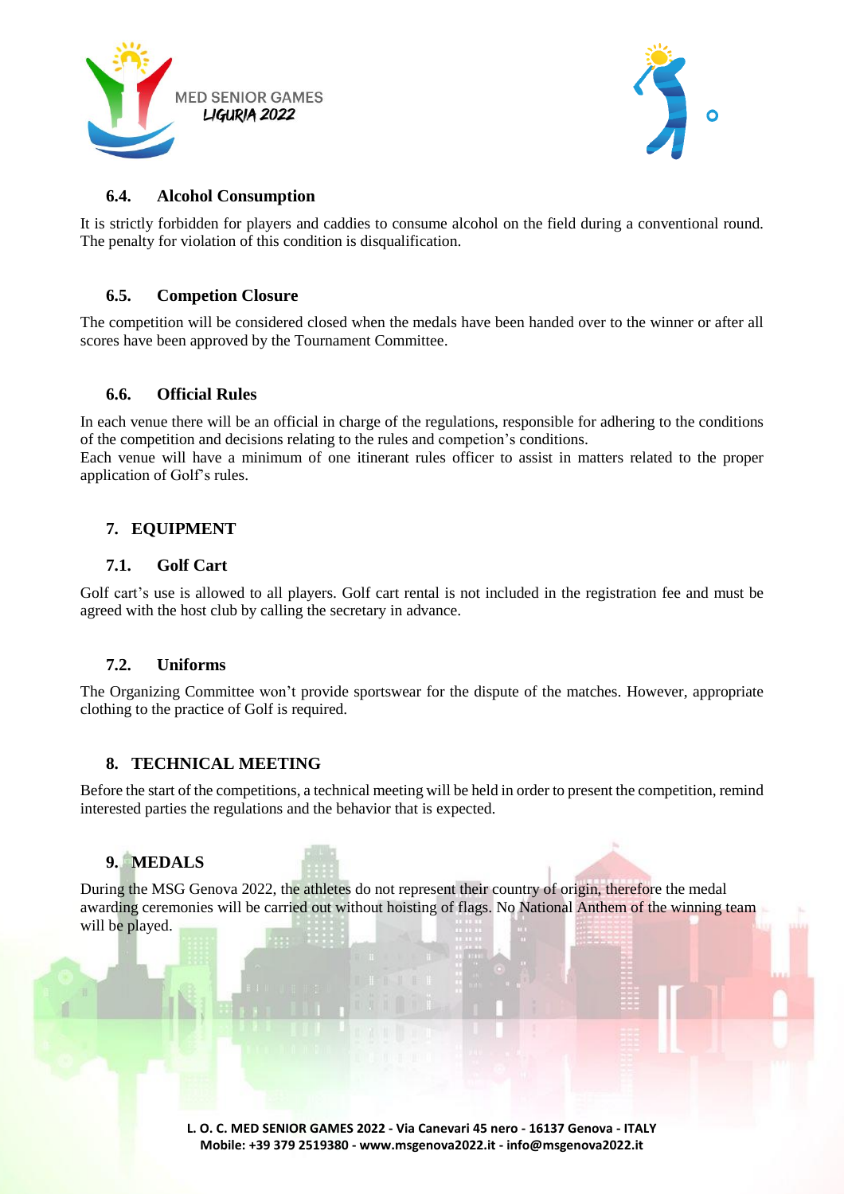### 6.4. Alcohol Consumption

It is strictly forbidden for players and caddies to consume alcohol on the field during a conventional round. The penalty for violation of this condition is disqualification.

### 6.5. Competion Closure

The competition will be considered closed when the medals have been handed over to the winner or after all scores have been approved by the Tournament Committee.

### 6.6. Official Rules

In each venue there will be an official in charge of the regulations, responsible for adhering to the conditions of the competition and decisions relating to the rules and competion's conditions.
Each venue will have a minimum of one itinerant rules officer to assist in matters related to the proper application of Golf's rules.

## 7. EQUIPMENT

### 7.1. Golf Cart

Golf cart's use is allowed to all players. Golf cart rental is not included in the registration fee and must be agreed with the host club by calling the secretary in advance.

### 7.2. Uniforms

The Organizing Committee won't provide sportswear for the dispute of the matches. However, appropriate clothing to the practice of Golf is required.

## 8. TECHNICAL MEETING

Before the start of the competitions, a technical meeting will be held in order to present the competition, remind interested parties the regulations and the behavior that is expected.

## 9. MEDALS

During the MSG Genova 2022, the athletes do not represent their country of origin, therefore the medal awarding ceremonies will be carried out without hoisting of flags. No National Anthem of the winning team will be played.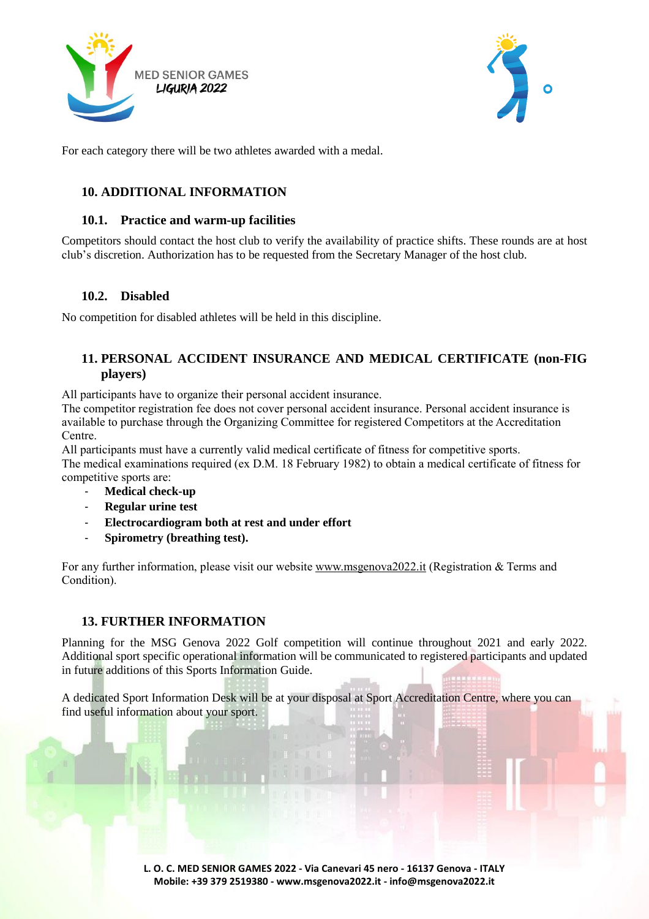For each category there will be two athletes awarded with a medal.

## 10. ADDITIONAL INFORMATION

### 10.1. Practice and warm-up facilities

Competitors should contact the host club to verify the availability of practice shifts. These rounds are at host club's discretion. Authorization has to be requested from the Secretary Manager of the host club.

### 10.2. Disabled

No competition for disabled athletes will be held in this discipline.

## 11. PERSONAL ACCIDENT INSURANCE AND MEDICAL CERTIFICATE (non-FIG players)

All participants have to organize their personal accident insurance.
The competitor registration fee does not cover personal accident insurance. Personal accident insurance is available to purchase through the Organizing Committee for registered Competitors at the Accreditation Centre.
All participants must have a currently valid medical certificate of fitness for competitive sports.
The medical examinations required (ex D.M. 18 February 1982) to obtain a medical certificate of fitness for competitive sports are:

- **Medical check-up**
- **Regular urine test**
- **Electrocardiogram both at rest and under effort**
- **Spirometry (breathing test).**

For any further information, please visit our website www.msgenova2022.it (Registration & Terms and Condition).

## 13. FURTHER INFORMATION

Planning for the MSG Genova 2022 Golf competition will continue throughout 2021 and early 2022. Additional sport specific operational information will be communicated to registered participants and updated in future additions of this Sports Information Guide.

A dedicated Sport Information Desk will be at your disposal at Sport Accreditation Centre, where you can find useful information about your sport.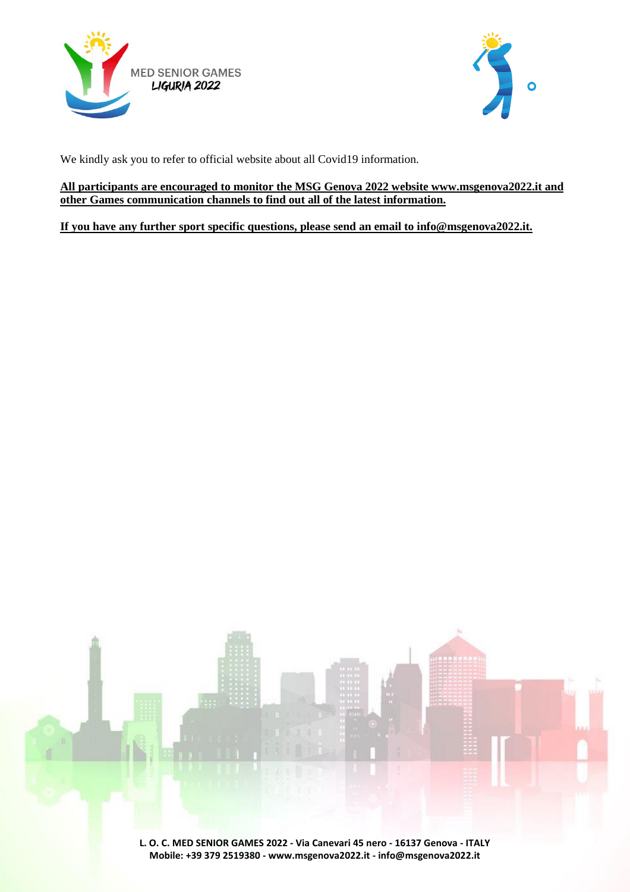We kindly ask you to refer to official website about all Covid19 information.

**All participants are encouraged to monitor the MSG Genova 2022 website www.msgenova2022.it and other Games communication channels to find out all of the latest information.**

**If you have any further sport specific questions, please send an email to info@msgenova2022.it.**